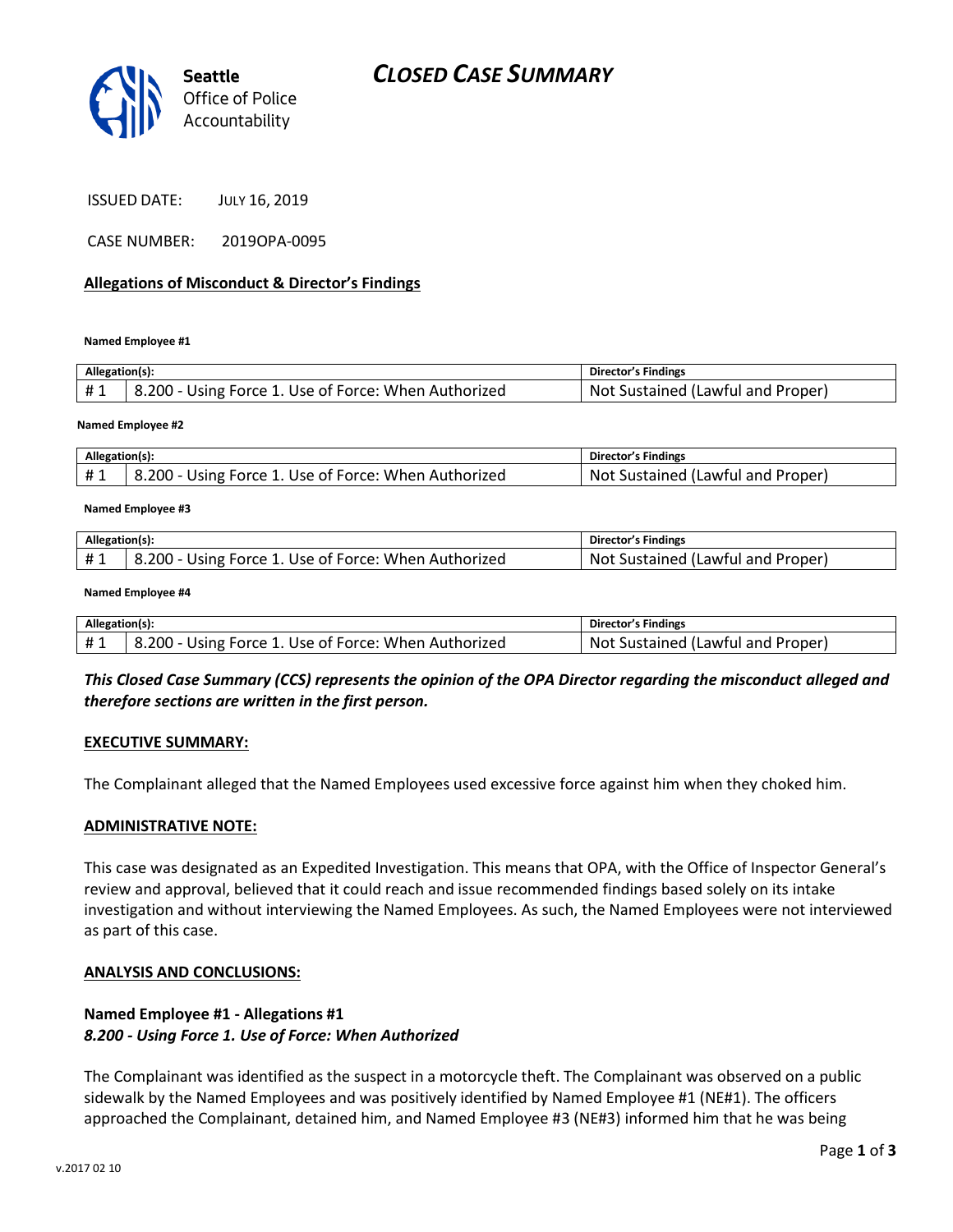# CLOSED CASE SUMMARY

Seattle Office of Police Accountability

ISSUED DATE: JULY 16, 2019

CASE NUMBER: 2019OPA-0095

**Allegations of Misconduct & Director's Findings**

**Named Employee #1**

| Allegation(s): | | Director's Findings |
|---|---|---|
| # 1 | 8.200 - Using Force 1. Use of Force: When Authorized | Not Sustained (Lawful and Proper) |

**Named Employee #2**

| Allegation(s): | | Director's Findings |
|---|---|---|
| # 1 | 8.200 - Using Force 1. Use of Force: When Authorized | Not Sustained (Lawful and Proper) |

**Named Employee #3**

| Allegation(s): | | Director's Findings |
|---|---|---|
| # 1 | 8.200 - Using Force 1. Use of Force: When Authorized | Not Sustained (Lawful and Proper) |

**Named Employee #4**

| Allegation(s): | | Director's Findings |
|---|---|---|
| # 1 | 8.200 - Using Force 1. Use of Force: When Authorized | Not Sustained (Lawful and Proper) |

***This Closed Case Summary (CCS) represents the opinion of the OPA Director regarding the misconduct alleged and therefore sections are written in the first person.***

**EXECUTIVE SUMMARY:**

The Complainant alleged that the Named Employees used excessive force against him when they choked him.

**ADMINISTRATIVE NOTE:**

This case was designated as an Expedited Investigation. This means that OPA, with the Office of Inspector General's review and approval, believed that it could reach and issue recommended findings based solely on its intake investigation and without interviewing the Named Employees. As such, the Named Employees were not interviewed as part of this case.

**ANALYSIS AND CONCLUSIONS:**

**Named Employee #1 - Allegations #1**
***8.200 - Using Force 1. Use of Force: When Authorized***

The Complainant was identified as the suspect in a motorcycle theft. The Complainant was observed on a public sidewalk by the Named Employees and was positively identified by Named Employee #1 (NE#1). The officers approached the Complainant, detained him, and Named Employee #3 (NE#3) informed him that he was being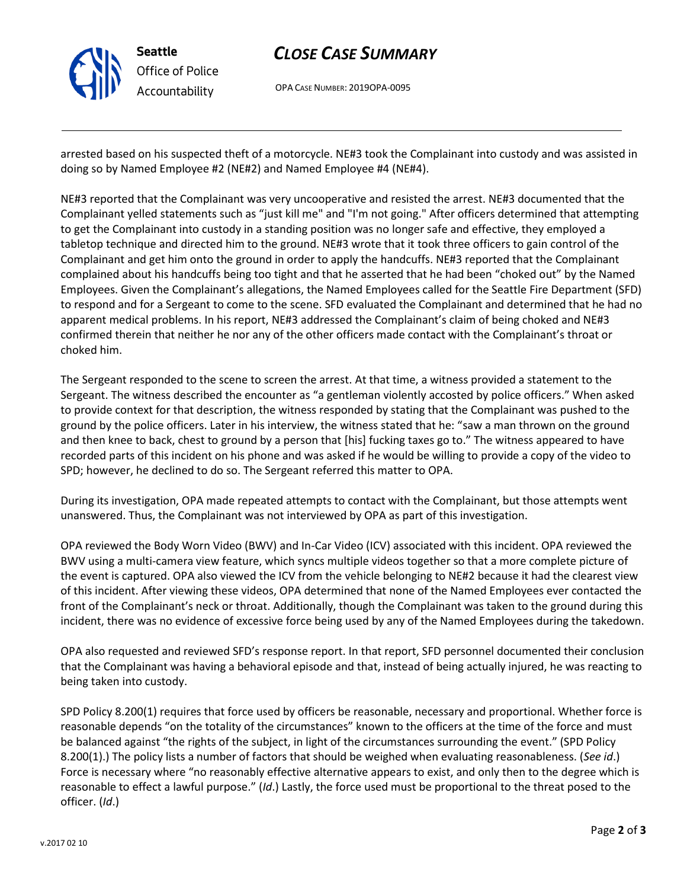arrested based on his suspected theft of a motorcycle. NE#3 took the Complainant into custody and was assisted in doing so by Named Employee #2 (NE#2) and Named Employee #4 (NE#4).

NE#3 reported that the Complainant was very uncooperative and resisted the arrest. NE#3 documented that the Complainant yelled statements such as "just kill me" and "I'm not going." After officers determined that attempting to get the Complainant into custody in a standing position was no longer safe and effective, they employed a tabletop technique and directed him to the ground. NE#3 wrote that it took three officers to gain control of the Complainant and get him onto the ground in order to apply the handcuffs. NE#3 reported that the Complainant complained about his handcuffs being too tight and that he asserted that he had been "choked out" by the Named Employees. Given the Complainant's allegations, the Named Employees called for the Seattle Fire Department (SFD) to respond and for a Sergeant to come to the scene. SFD evaluated the Complainant and determined that he had no apparent medical problems. In his report, NE#3 addressed the Complainant's claim of being choked and NE#3 confirmed therein that neither he nor any of the other officers made contact with the Complainant's throat or choked him.

The Sergeant responded to the scene to screen the arrest. At that time, a witness provided a statement to the Sergeant. The witness described the encounter as "a gentleman violently accosted by police officers." When asked to provide context for that description, the witness responded by stating that the Complainant was pushed to the ground by the police officers. Later in his interview, the witness stated that he: "saw a man thrown on the ground and then knee to back, chest to ground by a person that [his] fucking taxes go to." The witness appeared to have recorded parts of this incident on his phone and was asked if he would be willing to provide a copy of the video to SPD; however, he declined to do so. The Sergeant referred this matter to OPA.

During its investigation, OPA made repeated attempts to contact with the Complainant, but those attempts went unanswered. Thus, the Complainant was not interviewed by OPA as part of this investigation.

OPA reviewed the Body Worn Video (BWV) and In-Car Video (ICV) associated with this incident. OPA reviewed the BWV using a multi-camera view feature, which syncs multiple videos together so that a more complete picture of the event is captured. OPA also viewed the ICV from the vehicle belonging to NE#2 because it had the clearest view of this incident. After viewing these videos, OPA determined that none of the Named Employees ever contacted the front of the Complainant's neck or throat. Additionally, though the Complainant was taken to the ground during this incident, there was no evidence of excessive force being used by any of the Named Employees during the takedown.

OPA also requested and reviewed SFD's response report. In that report, SFD personnel documented their conclusion that the Complainant was having a behavioral episode and that, instead of being actually injured, he was reacting to being taken into custody.

SPD Policy 8.200(1) requires that force used by officers be reasonable, necessary and proportional. Whether force is reasonable depends "on the totality of the circumstances" known to the officers at the time of the force and must be balanced against "the rights of the subject, in light of the circumstances surrounding the event." (SPD Policy 8.200(1).) The policy lists a number of factors that should be weighed when evaluating reasonableness. (*See id*.) Force is necessary where "no reasonably effective alternative appears to exist, and only then to the degree which is reasonable to effect a lawful purpose." (*Id*.) Lastly, the force used must be proportional to the threat posed to the officer. (*Id*.)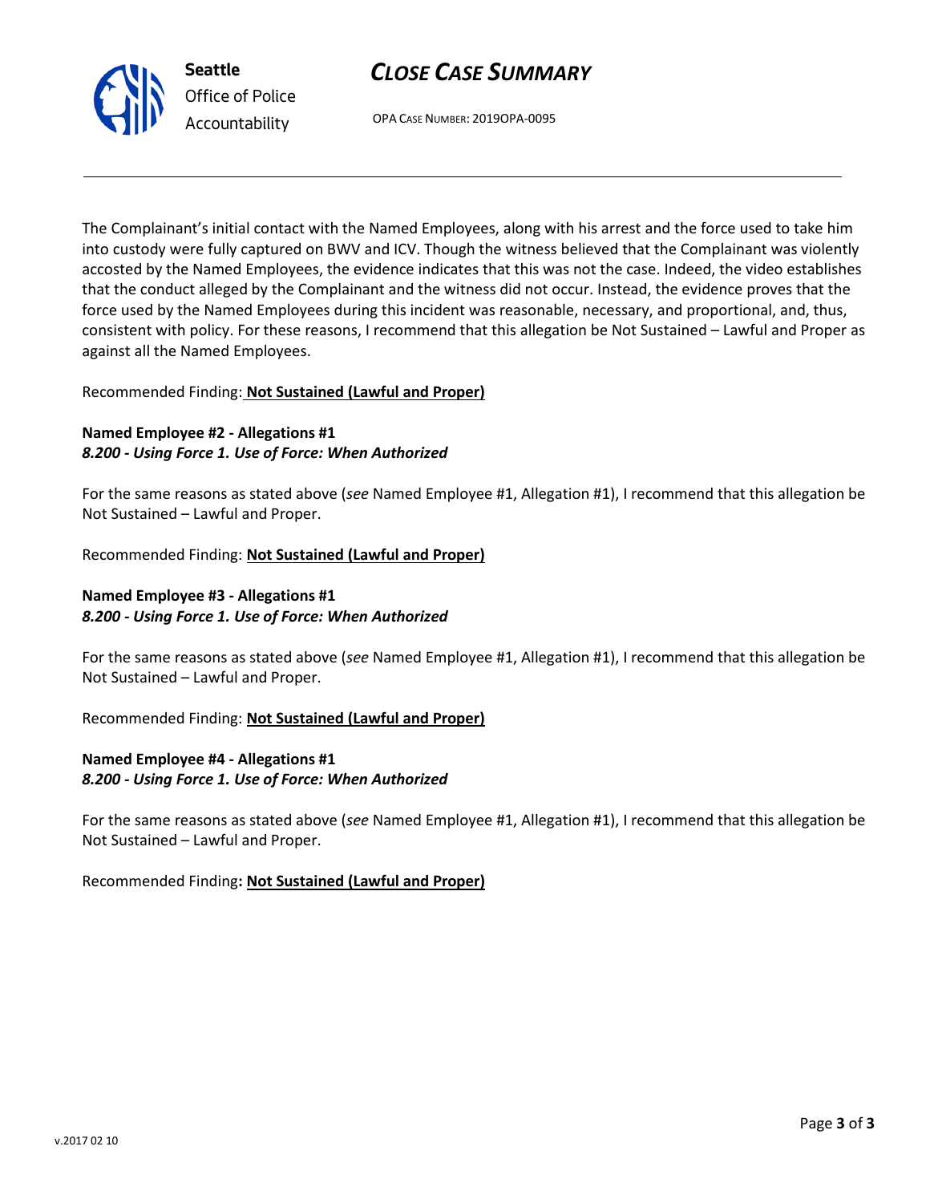The Complainant's initial contact with the Named Employees, along with his arrest and the force used to take him into custody were fully captured on BWV and ICV. Though the witness believed that the Complainant was violently accosted by the Named Employees, the evidence indicates that this was not the case. Indeed, the video establishes that the conduct alleged by the Complainant and the witness did not occur. Instead, the evidence proves that the force used by the Named Employees during this incident was reasonable, necessary, and proportional, and, thus, consistent with policy. For these reasons, I recommend that this allegation be Not Sustained – Lawful and Proper as against all the Named Employees.

Recommended Finding: **Not Sustained (Lawful and Proper)**

**Named Employee #2 - Allegations #1**
***8.200 - Using Force 1. Use of Force: When Authorized***

For the same reasons as stated above (*see* Named Employee #1, Allegation #1), I recommend that this allegation be Not Sustained – Lawful and Proper.

Recommended Finding: **Not Sustained (Lawful and Proper)**

**Named Employee #3 - Allegations #1**
***8.200 - Using Force 1. Use of Force: When Authorized***

For the same reasons as stated above (*see* Named Employee #1, Allegation #1), I recommend that this allegation be Not Sustained – Lawful and Proper.

Recommended Finding: **Not Sustained (Lawful and Proper)**

**Named Employee #4 - Allegations #1**
***8.200 - Using Force 1. Use of Force: When Authorized***

For the same reasons as stated above (*see* Named Employee #1, Allegation #1), I recommend that this allegation be Not Sustained – Lawful and Proper.

Recommended Finding**: Not Sustained (Lawful and Proper)**